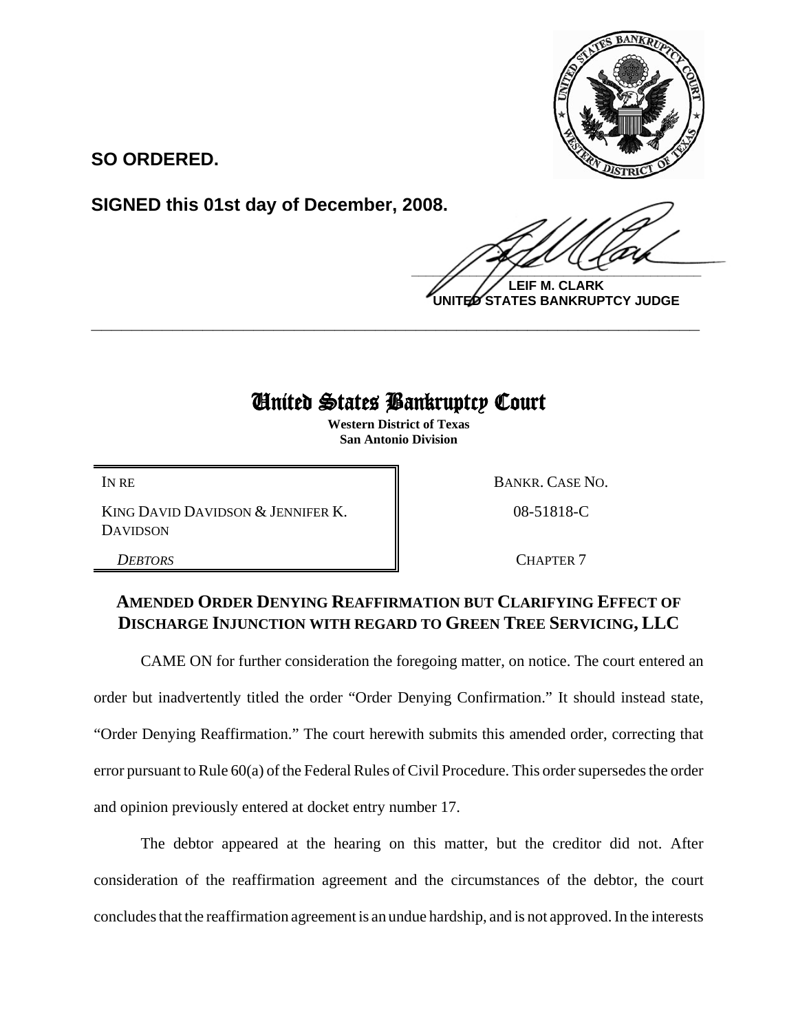**SO ORDERED.**

**SIGNED this 01st day of December, 2008.**

**LEIF M. CLARK**
**UNITED STATES BANKRUPTCY JUDGE**

---

# United States Bankruptcy Court

**Western District of Texas**
**San Antonio Division**

| | |
|---|---|
| IN RE | BANKR. CASE NO. |
| KING DAVID DAVIDSON & JENNIFER K. DAVIDSON | 08-51818-C |
| *DEBTORS* | CHAPTER 7 |

## AMENDED ORDER DENYING REAFFIRMATION BUT CLARIFYING EFFECT OF DISCHARGE INJUNCTION WITH REGARD TO GREEN TREE SERVICING, LLC

CAME ON for further consideration the foregoing matter, on notice. The court entered an order but inadvertently titled the order "Order Denying Confirmation." It should instead state, "Order Denying Reaffirmation." The court herewith submits this amended order, correcting that error pursuant to Rule 60(a) of the Federal Rules of Civil Procedure. This order supersedes the order and opinion previously entered at docket entry number 17.

The debtor appeared at the hearing on this matter, but the creditor did not. After consideration of the reaffirmation agreement and the circumstances of the debtor, the court concludes that the reaffirmation agreement is an undue hardship, and is not approved. In the interests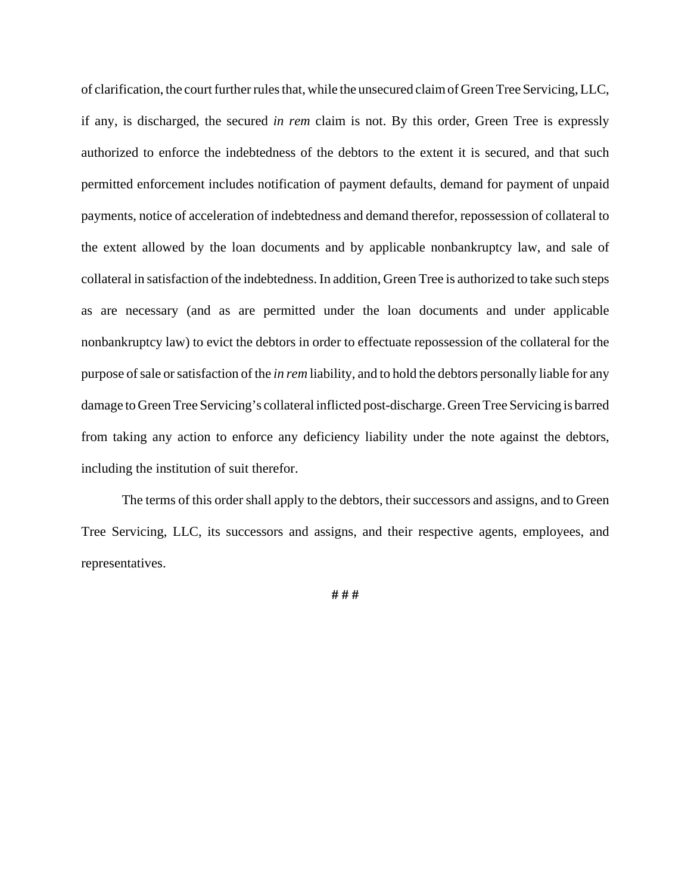of clarification, the court further rules that, while the unsecured claim of Green Tree Servicing, LLC, if any, is discharged, the secured *in rem* claim is not. By this order, Green Tree is expressly authorized to enforce the indebtedness of the debtors to the extent it is secured, and that such permitted enforcement includes notification of payment defaults, demand for payment of unpaid payments, notice of acceleration of indebtedness and demand therefor, repossession of collateral to the extent allowed by the loan documents and by applicable nonbankruptcy law, and sale of collateral in satisfaction of the indebtedness. In addition, Green Tree is authorized to take such steps as are necessary (and as are permitted under the loan documents and under applicable nonbankruptcy law) to evict the debtors in order to effectuate repossession of the collateral for the purpose of sale or satisfaction of the *in rem* liability, and to hold the debtors personally liable for any damage to Green Tree Servicing's collateral inflicted post-discharge. Green Tree Servicing is barred from taking any action to enforce any deficiency liability under the note against the debtors, including the institution of suit therefor.

The terms of this order shall apply to the debtors, their successors and assigns, and to Green Tree Servicing, LLC, its successors and assigns, and their respective agents, employees, and representatives.

# # #